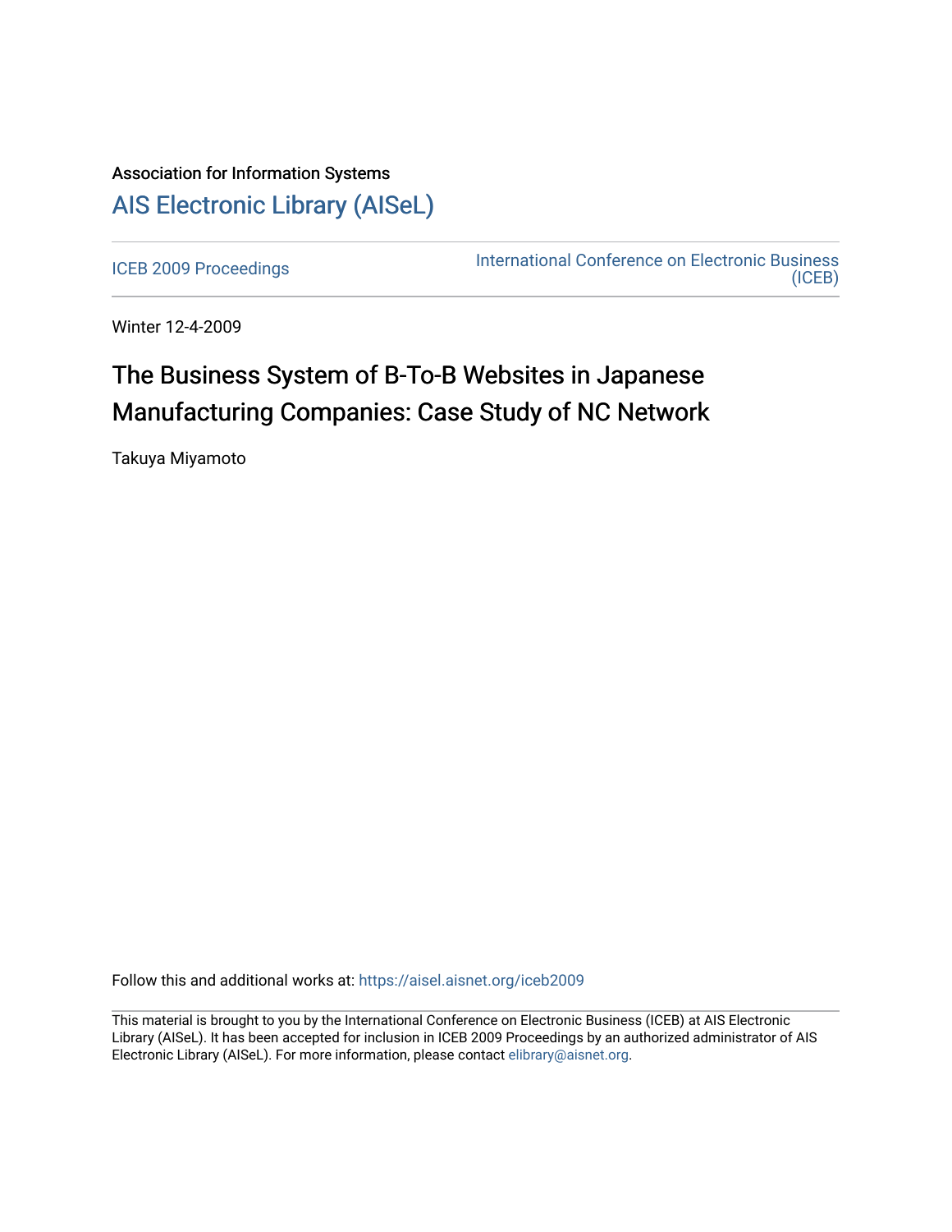Association for Information Systems

# AIS Electronic Library (AISeL)

ICEB 2009 Proceedings

International Conference on Electronic Business (ICEB)

Winter 12-4-2009

# The Business System of B-To-B Websites in Japanese Manufacturing Companies: Case Study of NC Network

Takuya Miyamoto

Follow this and additional works at: https://aisel.aisnet.org/iceb2009

This material is brought to you by the International Conference on Electronic Business (ICEB) at AIS Electronic Library (AISeL). It has been accepted for inclusion in ICEB 2009 Proceedings by an authorized administrator of AIS Electronic Library (AISeL). For more information, please contact elibrary@aisnet.org.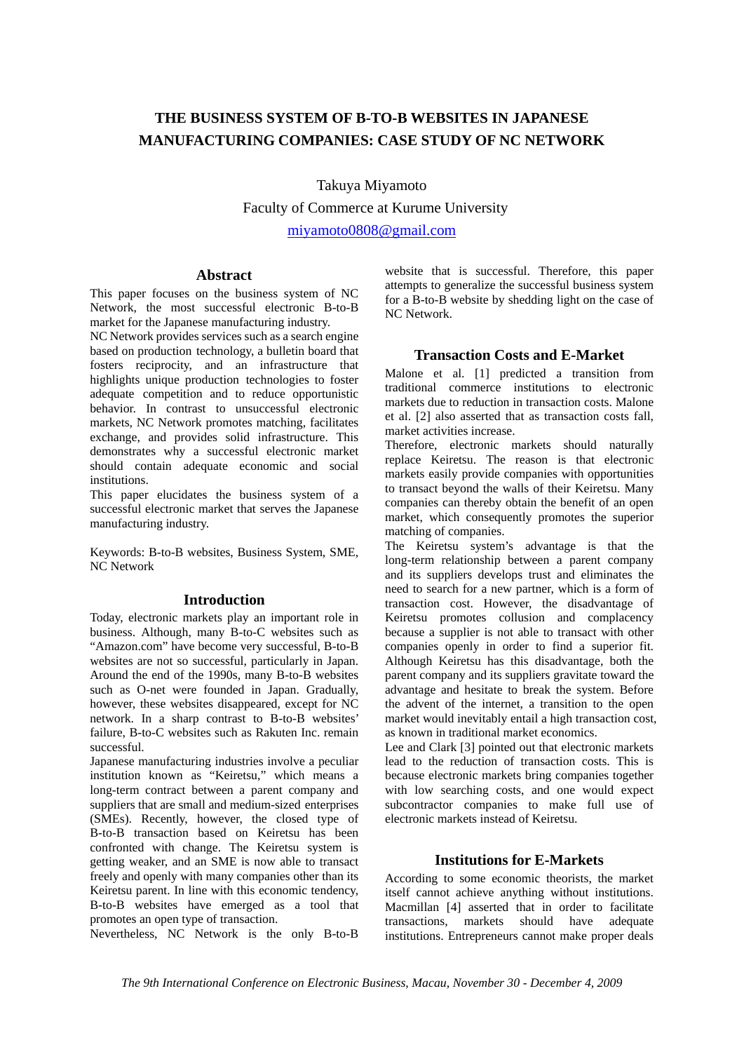# THE BUSINESS SYSTEM OF B-TO-B WEBSITES IN JAPANESE MANUFACTURING COMPANIES: CASE STUDY OF NC NETWORK

Takuya Miyamoto

Faculty of Commerce at Kurume University

miyamoto0808@gmail.com

## Abstract

This paper focuses on the business system of NC Network, the most successful electronic B-to-B market for the Japanese manufacturing industry.

NC Network provides services such as a search engine based on production technology, a bulletin board that fosters reciprocity, and an infrastructure that highlights unique production technologies to foster adequate competition and to reduce opportunistic behavior. In contrast to unsuccessful electronic markets, NC Network promotes matching, facilitates exchange, and provides solid infrastructure. This demonstrates why a successful electronic market should contain adequate economic and social institutions.

This paper elucidates the business system of a successful electronic market that serves the Japanese manufacturing industry.

Keywords: B-to-B websites, Business System, SME, NC Network

## Introduction

Today, electronic markets play an important role in business. Although, many B-to-C websites such as "Amazon.com" have become very successful, B-to-B websites are not so successful, particularly in Japan. Around the end of the 1990s, many B-to-B websites such as O-net were founded in Japan. Gradually, however, these websites disappeared, except for NC network. In a sharp contrast to B-to-B websites' failure, B-to-C websites such as Rakuten Inc. remain successful.

Japanese manufacturing industries involve a peculiar institution known as "Keiretsu," which means a long-term contract between a parent company and suppliers that are small and medium-sized enterprises (SMEs). Recently, however, the closed type of B-to-B transaction based on Keiretsu has been confronted with change. The Keiretsu system is getting weaker, and an SME is now able to transact freely and openly with many companies other than its Keiretsu parent. In line with this economic tendency, B-to-B websites have emerged as a tool that promotes an open type of transaction.

Nevertheless, NC Network is the only B-to-B website that is successful. Therefore, this paper attempts to generalize the successful business system for a B-to-B website by shedding light on the case of NC Network.

## Transaction Costs and E-Market

Malone et al. [1] predicted a transition from traditional commerce institutions to electronic markets due to reduction in transaction costs. Malone et al. [2] also asserted that as transaction costs fall, market activities increase.

Therefore, electronic markets should naturally replace Keiretsu. The reason is that electronic markets easily provide companies with opportunities to transact beyond the walls of their Keiretsu. Many companies can thereby obtain the benefit of an open market, which consequently promotes the superior matching of companies.

The Keiretsu system's advantage is that the long-term relationship between a parent company and its suppliers develops trust and eliminates the need to search for a new partner, which is a form of transaction cost. However, the disadvantage of Keiretsu promotes collusion and complacency because a supplier is not able to transact with other companies openly in order to find a superior fit. Although Keiretsu has this disadvantage, both the parent company and its suppliers gravitate toward the advantage and hesitate to break the system. Before the advent of the internet, a transition to the open market would inevitably entail a high transaction cost, as known in traditional market economics.

Lee and Clark [3] pointed out that electronic markets lead to the reduction of transaction costs. This is because electronic markets bring companies together with low searching costs, and one would expect subcontractor companies to make full use of electronic markets instead of Keiretsu.

## Institutions for E-Markets

According to some economic theorists, the market itself cannot achieve anything without institutions. Macmillan [4] asserted that in order to facilitate transactions, markets should have adequate institutions. Entrepreneurs cannot make proper deals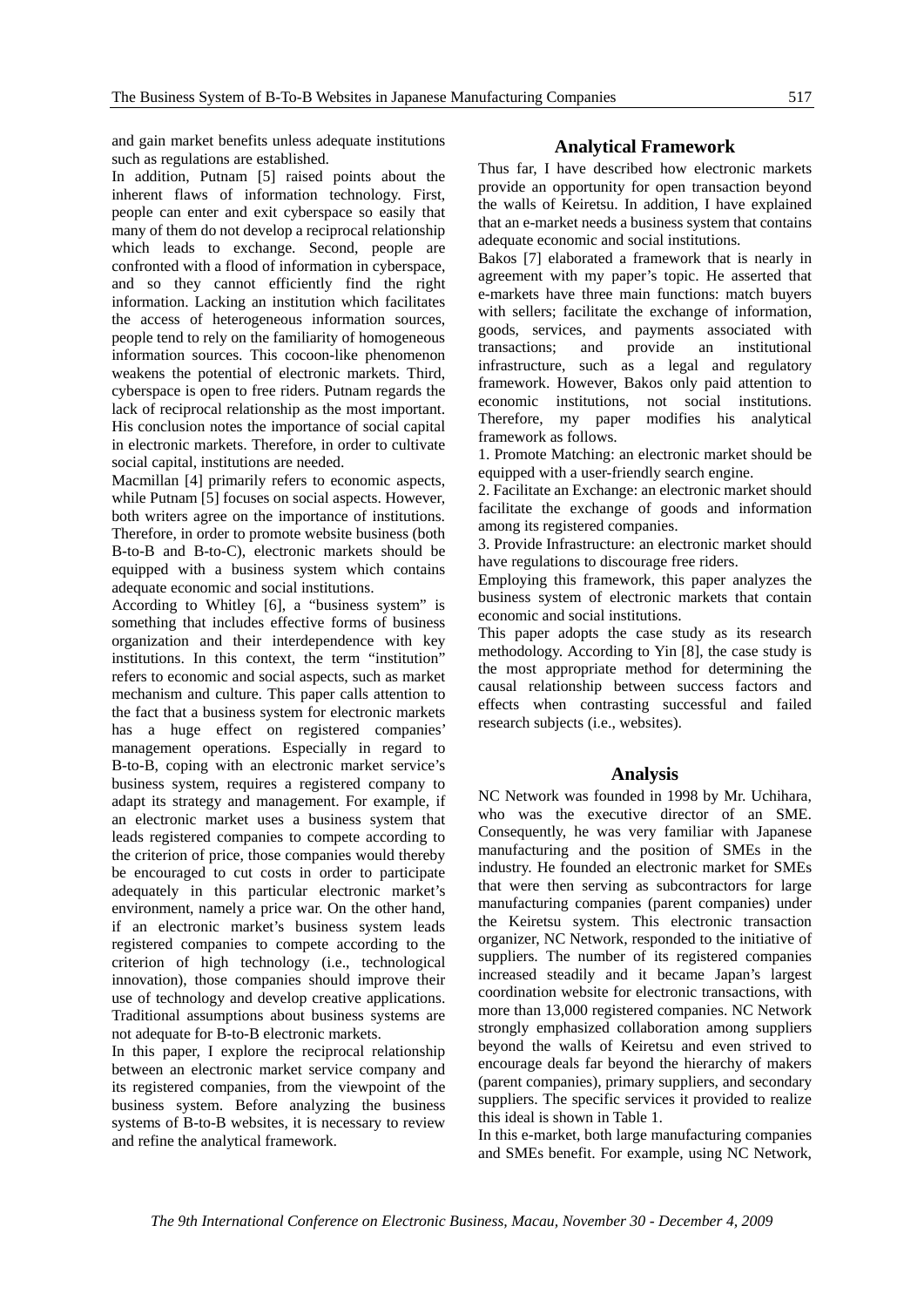and gain market benefits unless adequate institutions such as regulations are established.

In addition, Putnam [5] raised points about the inherent flaws of information technology. First, people can enter and exit cyberspace so easily that many of them do not develop a reciprocal relationship which leads to exchange. Second, people are confronted with a flood of information in cyberspace, and so they cannot efficiently find the right information. Lacking an institution which facilitates the access of heterogeneous information sources, people tend to rely on the familiarity of homogeneous information sources. This cocoon-like phenomenon weakens the potential of electronic markets. Third, cyberspace is open to free riders. Putnam regards the lack of reciprocal relationship as the most important. His conclusion notes the importance of social capital in electronic markets. Therefore, in order to cultivate social capital, institutions are needed.

Macmillan [4] primarily refers to economic aspects, while Putnam [5] focuses on social aspects. However, both writers agree on the importance of institutions. Therefore, in order to promote website business (both B-to-B and B-to-C), electronic markets should be equipped with a business system which contains adequate economic and social institutions.

According to Whitley [6], a "business system" is something that includes effective forms of business organization and their interdependence with key institutions. In this context, the term "institution" refers to economic and social aspects, such as market mechanism and culture. This paper calls attention to the fact that a business system for electronic markets has a huge effect on registered companies' management operations. Especially in regard to B-to-B, coping with an electronic market service's business system, requires a registered company to adapt its strategy and management. For example, if an electronic market uses a business system that leads registered companies to compete according to the criterion of price, those companies would thereby be encouraged to cut costs in order to participate adequately in this particular electronic market's environment, namely a price war. On the other hand, if an electronic market's business system leads registered companies to compete according to the criterion of high technology (i.e., technological innovation), those companies should improve their use of technology and develop creative applications. Traditional assumptions about business systems are not adequate for B-to-B electronic markets.

In this paper, I explore the reciprocal relationship between an electronic market service company and its registered companies, from the viewpoint of the business system. Before analyzing the business systems of B-to-B websites, it is necessary to review and refine the analytical framework.

## Analytical Framework

Thus far, I have described how electronic markets provide an opportunity for open transaction beyond the walls of Keiretsu. In addition, I have explained that an e-market needs a business system that contains adequate economic and social institutions.

Bakos [7] elaborated a framework that is nearly in agreement with my paper's topic. He asserted that e-markets have three main functions: match buyers with sellers; facilitate the exchange of information, goods, services, and payments associated with transactions; and provide an institutional infrastructure, such as a legal and regulatory framework. However, Bakos only paid attention to economic institutions, not social institutions. Therefore, my paper modifies his analytical framework as follows.

1. Promote Matching: an electronic market should be equipped with a user-friendly search engine.
2. Facilitate an Exchange: an electronic market should facilitate the exchange of goods and information among its registered companies.
3. Provide Infrastructure: an electronic market should have regulations to discourage free riders.

Employing this framework, this paper analyzes the business system of electronic markets that contain economic and social institutions.

This paper adopts the case study as its research methodology. According to Yin [8], the case study is the most appropriate method for determining the causal relationship between success factors and effects when contrasting successful and failed research subjects (i.e., websites).

## Analysis

NC Network was founded in 1998 by Mr. Uchihara, who was the executive director of an SME. Consequently, he was very familiar with Japanese manufacturing and the position of SMEs in the industry. He founded an electronic market for SMEs that were then serving as subcontractors for large manufacturing companies (parent companies) under the Keiretsu system. This electronic transaction organizer, NC Network, responded to the initiative of suppliers. The number of its registered companies increased steadily and it became Japan's largest coordination website for electronic transactions, with more than 13,000 registered companies. NC Network strongly emphasized collaboration among suppliers beyond the walls of Keiretsu and even strived to encourage deals far beyond the hierarchy of makers (parent companies), primary suppliers, and secondary suppliers. The specific services it provided to realize this ideal is shown in Table 1.

In this e-market, both large manufacturing companies and SMEs benefit. For example, using NC Network,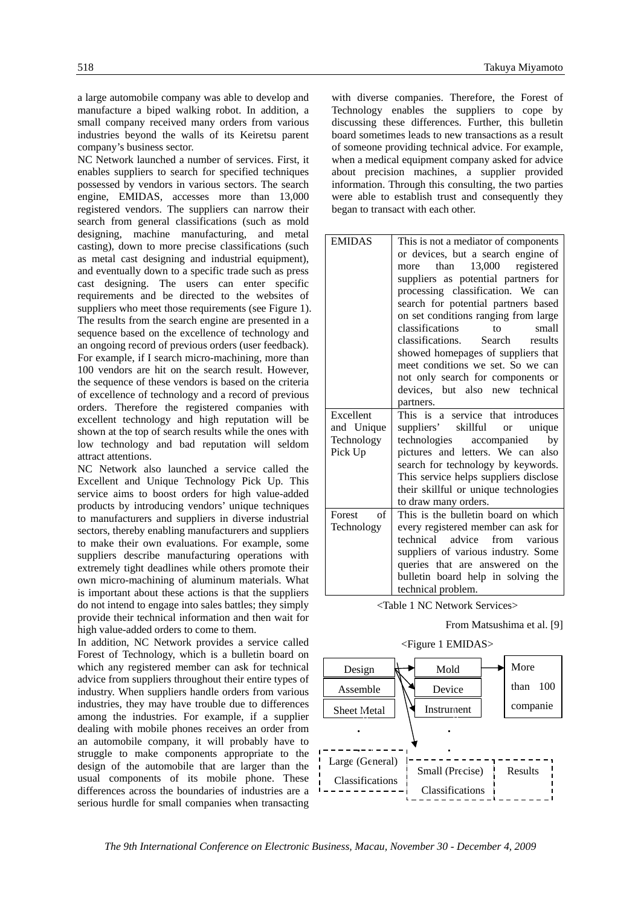a large automobile company was able to develop and manufacture a biped walking robot. In addition, a small company received many orders from various industries beyond the walls of its Keiretsu parent company's business sector.

NC Network launched a number of services. First, it enables suppliers to search for specified techniques possessed by vendors in various sectors. The search engine, EMIDAS, accesses more than 13,000 registered vendors. The suppliers can narrow their search from general classifications (such as mold designing, machine manufacturing, and metal casting), down to more precise classifications (such as metal cast designing and industrial equipment), and eventually down to a specific trade such as press cast designing. The users can enter specific requirements and be directed to the websites of suppliers who meet those requirements (see Figure 1). The results from the search engine are presented in a sequence based on the excellence of technology and an ongoing record of previous orders (user feedback). For example, if I search micro-machining, more than 100 vendors are hit on the search result. However, the sequence of these vendors is based on the criteria of excellence of technology and a record of previous orders. Therefore the registered companies with excellent technology and high reputation will be shown at the top of search results while the ones with low technology and bad reputation will seldom attract attentions.

NC Network also launched a service called the Excellent and Unique Technology Pick Up. This service aims to boost orders for high value-added products by introducing vendors' unique techniques to manufacturers and suppliers in diverse industrial sectors, thereby enabling manufacturers and suppliers to make their own evaluations. For example, some suppliers describe manufacturing operations with extremely tight deadlines while others promote their own micro-machining of aluminum materials. What is important about these actions is that the suppliers do not intend to engage into sales battles; they simply provide their technical information and then wait for high value-added orders to come to them.

In addition, NC Network provides a service called Forest of Technology, which is a bulletin board on which any registered member can ask for technical advice from suppliers throughout their entire types of industry. When suppliers handle orders from various industries, they may have trouble due to differences among the industries. For example, if a supplier dealing with mobile phones receives an order from an automobile company, it will probably have to struggle to make components appropriate to the design of the automobile that are larger than the usual components of its mobile phone. These differences across the boundaries of industries are a serious hurdle for small companies when transacting with diverse companies. Therefore, the Forest of Technology enables the suppliers to cope by discussing these differences. Further, this bulletin board sometimes leads to new transactions as a result of someone providing technical advice. For example, when a medical equipment company asked for advice about precision machines, a supplier provided information. Through this consulting, the two parties were able to establish trust and consequently they began to transact with each other.

| | |
|---|---|
| EMIDAS | This is not a mediator of components or devices, but a search engine of more than 13,000 registered suppliers as potential partners for processing classification. We can search for potential partners based on set conditions ranging from large classifications to small classifications. Search results showed homepages of suppliers that meet conditions we set. So we can not only search for components or devices, but also new technical partners. |
| Excellent and Unique Technology Pick Up | This is a service that introduces suppliers' skillful or unique technologies accompanied by pictures and letters. We can also search for technology by keywords. This service helps suppliers disclose their skillful or unique technologies to draw many orders. |
| Forest of Technology | This is the bulletin board on which every registered member can ask for technical advice from various suppliers of various industry. Some queries that are answered on the bulletin board help in solving the technical problem. |

<Table 1 NC Network Services>

From Matsushima et al. [9]

<Figure 1 EMIDAS>

Design
Assemble
Sheet Metal
Mold
Device
Instrument
More than 100 companie
Large (General) Classifications
Small (Precise) Classifications
Results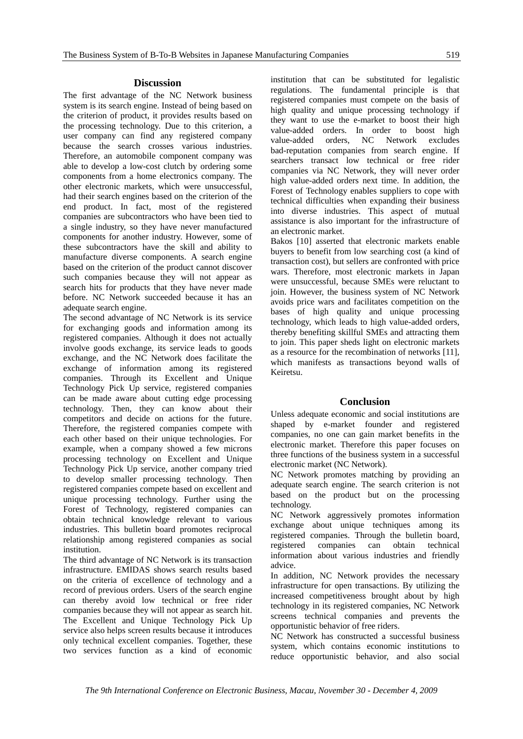## Discussion

The first advantage of the NC Network business system is its search engine. Instead of being based on the criterion of product, it provides results based on the processing technology. Due to this criterion, a user company can find any registered company because the search crosses various industries. Therefore, an automobile component company was able to develop a low-cost clutch by ordering some components from a home electronics company. The other electronic markets, which were unsuccessful, had their search engines based on the criterion of the end product. In fact, most of the registered companies are subcontractors who have been tied to a single industry, so they have never manufactured components for another industry. However, some of these subcontractors have the skill and ability to manufacture diverse components. A search engine based on the criterion of the product cannot discover such companies because they will not appear as search hits for products that they have never made before. NC Network succeeded because it has an adequate search engine.

The second advantage of NC Network is its service for exchanging goods and information among its registered companies. Although it does not actually involve goods exchange, its service leads to goods exchange, and the NC Network does facilitate the exchange of information among its registered companies. Through its Excellent and Unique Technology Pick Up service, registered companies can be made aware about cutting edge processing technology. Then, they can know about their competitors and decide on actions for the future. Therefore, the registered companies compete with each other based on their unique technologies. For example, when a company showed a few microns processing technology on Excellent and Unique Technology Pick Up service, another company tried to develop smaller processing technology. Then registered companies compete based on excellent and unique processing technology. Further using the Forest of Technology, registered companies can obtain technical knowledge relevant to various industries. This bulletin board promotes reciprocal relationship among registered companies as social institution.

The third advantage of NC Network is its transaction infrastructure. EMIDAS shows search results based on the criteria of excellence of technology and a record of previous orders. Users of the search engine can thereby avoid low technical or free rider companies because they will not appear as search hit. The Excellent and Unique Technology Pick Up service also helps screen results because it introduces only technical excellent companies. Together, these two services function as a kind of economic institution that can be substituted for legalistic regulations. The fundamental principle is that registered companies must compete on the basis of high quality and unique processing technology if they want to use the e-market to boost their high value-added orders. In order to boost high value-added orders, NC Network excludes bad-reputation companies from search engine. If searchers transact low technical or free rider companies via NC Network, they will never order high value-added orders next time. In addition, the Forest of Technology enables suppliers to cope with technical difficulties when expanding their business into diverse industries. This aspect of mutual assistance is also important for the infrastructure of an electronic market.

Bakos [10] asserted that electronic markets enable buyers to benefit from low searching cost (a kind of transaction cost), but sellers are confronted with price wars. Therefore, most electronic markets in Japan were unsuccessful, because SMEs were reluctant to join. However, the business system of NC Network avoids price wars and facilitates competition on the bases of high quality and unique processing technology, which leads to high value-added orders, thereby benefiting skillful SMEs and attracting them to join. This paper sheds light on electronic markets as a resource for the recombination of networks [11], which manifests as transactions beyond walls of Keiretsu.

## Conclusion

Unless adequate economic and social institutions are shaped by e-market founder and registered companies, no one can gain market benefits in the electronic market. Therefore this paper focuses on three functions of the business system in a successful electronic market (NC Network).

NC Network promotes matching by providing an adequate search engine. The search criterion is not based on the product but on the processing technology.

NC Network aggressively promotes information exchange about unique techniques among its registered companies. Through the bulletin board, registered companies can obtain technical information about various industries and friendly advice.

In addition, NC Network provides the necessary infrastructure for open transactions. By utilizing the increased competitiveness brought about by high technology in its registered companies, NC Network screens technical companies and prevents the opportunistic behavior of free riders.

NC Network has constructed a successful business system, which contains economic institutions to reduce opportunistic behavior, and also social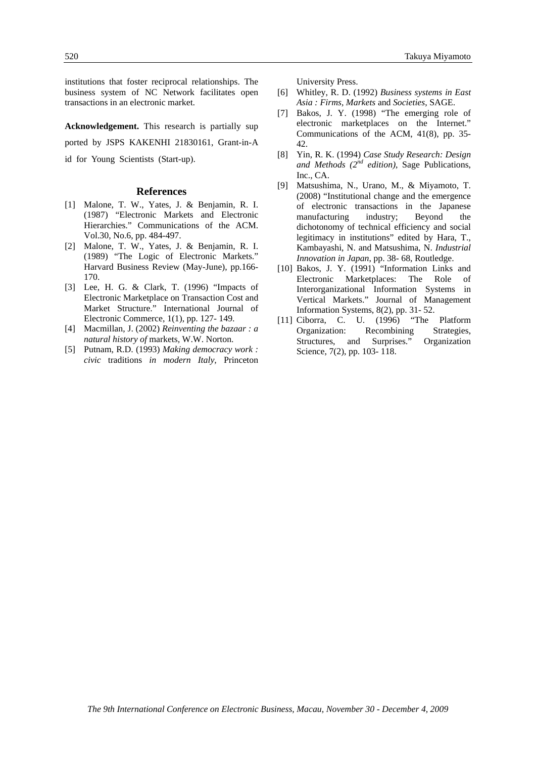institutions that foster reciprocal relationships. The business system of NC Network facilitates open transactions in an electronic market.

**Acknowledgement.** This research is partially sup ported by JSPS KAKENHI 21830161, Grant-in-A id for Young Scientists (Start-up).

## References

[1] Malone, T. W., Yates, J. & Benjamin, R. I. (1987) "Electronic Markets and Electronic Hierarchies." Communications of the ACM. Vol.30, No.6, pp. 484-497.

[2] Malone, T. W., Yates, J. & Benjamin, R. I. (1989) "The Logic of Electronic Markets." Harvard Business Review (May-June), pp.166-170.

[3] Lee, H. G. & Clark, T. (1996) "Impacts of Electronic Marketplace on Transaction Cost and Market Structure." International Journal of Electronic Commerce, 1(1), pp. 127- 149.

[4] Macmillan, J. (2002) *Reinventing the bazaar : a natural history of* markets, W.W. Norton.

[5] Putnam, R.D. (1993) *Making democracy work : civic* traditions *in modern Italy*, Princeton University Press.

[6] Whitley, R. D. (1992) *Business systems in East Asia : Firms, Markets* and *Societies*, SAGE.

[7] Bakos, J. Y. (1998) "The emerging role of electronic marketplaces on the Internet." Communications of the ACM, 41(8), pp. 35-42.

[8] Yin, R. K. (1994) *Case Study Research: Design and Methods (2nd edition)*, Sage Publications, Inc., CA.

[9] Matsushima, N., Urano, M., & Miyamoto, T. (2008) "Institutional change and the emergence of electronic transactions in the Japanese manufacturing industry; Beyond the dichotonomy of technical efficiency and social legitimacy in institutions" edited by Hara, T., Kambayashi, N. and Matsushima, N. *Industrial Innovation in Japan*, pp. 38- 68, Routledge.

[10] Bakos, J. Y. (1991) "Information Links and Electronic Marketplaces: The Role of Interorganizational Information Systems in Vertical Markets." Journal of Management Information Systems, 8(2), pp. 31- 52.

[11] Ciborra, C. U. (1996) "The Platform Organization: Recombining Strategies, Structures, and Surprises." Organization Science, 7(2), pp. 103- 118.